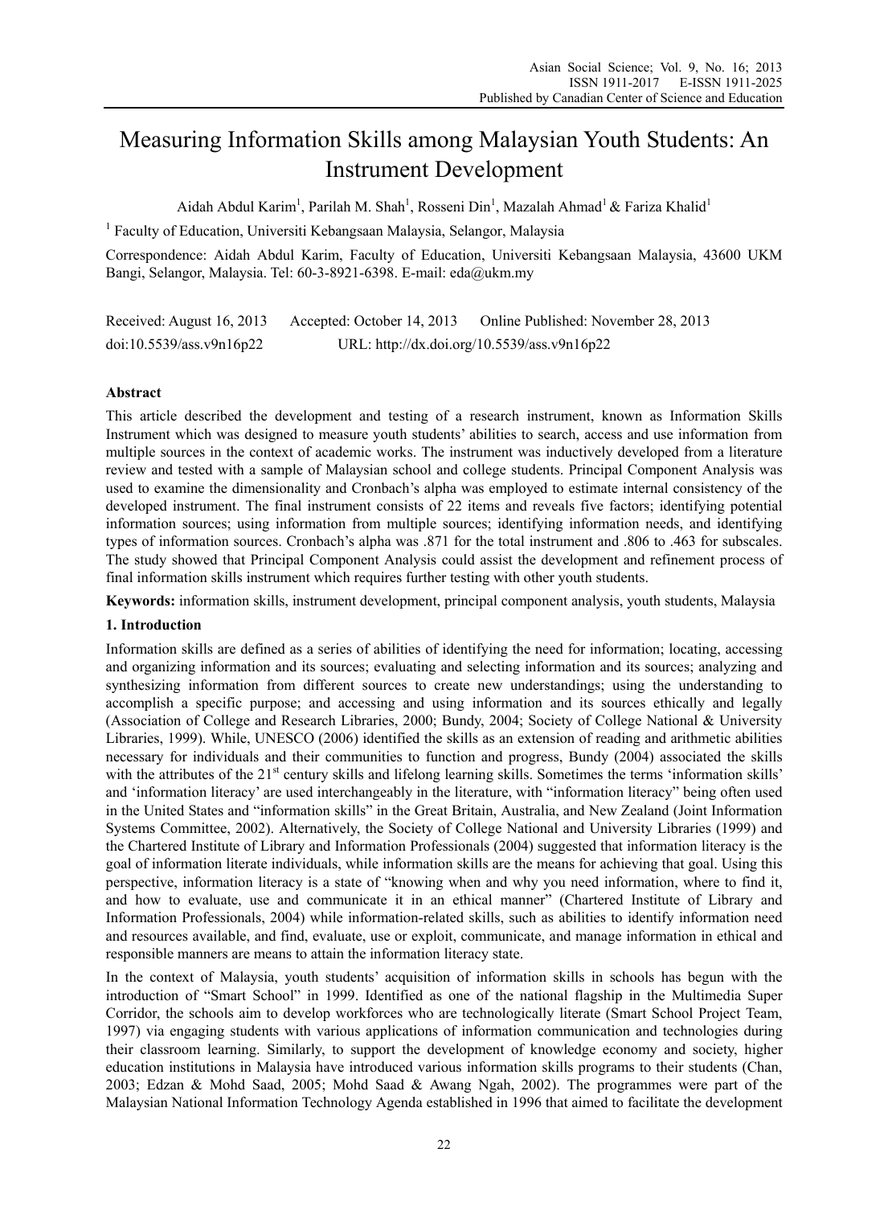# Measuring Information Skills among Malaysian Youth Students: An Instrument Development

Aidah Abdul Karim[1], Parilah M. Shah[1], Rosseni Din[1], Mazalah Ahmad[1] & Fariza Khalid[1]

[1] Faculty of Education, Universiti Kebangsaan Malaysia, Selangor, Malaysia

Correspondence: Aidah Abdul Karim, Faculty of Education, Universiti Kebangsaan Malaysia, 43600 UKM Bangi, Selangor, Malaysia. Tel: 60-3-8921-6398. E-mail: eda@ukm.my

Received: August 16, 2013 Accepted: October 14, 2013 Online Published: November 28, 2013

doi:10.5539/ass.v9n16p22 URL: http://dx.doi.org/10.5539/ass.v9n16p22

## Abstract

This article described the development and testing of a research instrument, known as Information Skills Instrument which was designed to measure youth students' abilities to search, access and use information from multiple sources in the context of academic works. The instrument was inductively developed from a literature review and tested with a sample of Malaysian school and college students. Principal Component Analysis was used to examine the dimensionality and Cronbach's alpha was employed to estimate internal consistency of the developed instrument. The final instrument consists of 22 items and reveals five factors; identifying potential information sources; using information from multiple sources; identifying information needs, and identifying types of information sources. Cronbach's alpha was .871 for the total instrument and .806 to .463 for subscales. The study showed that Principal Component Analysis could assist the development and refinement process of final information skills instrument which requires further testing with other youth students.

**Keywords:** information skills, instrument development, principal component analysis, youth students, Malaysia

## 1. Introduction

Information skills are defined as a series of abilities of identifying the need for information; locating, accessing and organizing information and its sources; evaluating and selecting information and its sources; analyzing and synthesizing information from different sources to create new understandings; using the understanding to accomplish a specific purpose; and accessing and using information and its sources ethically and legally (Association of College and Research Libraries, 2000; Bundy, 2004; Society of College National & University Libraries, 1999). While, UNESCO (2006) identified the skills as an extension of reading and arithmetic abilities necessary for individuals and their communities to function and progress, Bundy (2004) associated the skills with the attributes of the 21st century skills and lifelong learning skills. Sometimes the terms 'information skills' and 'information literacy' are used interchangeably in the literature, with "information literacy" being often used in the United States and "information skills" in the Great Britain, Australia, and New Zealand (Joint Information Systems Committee, 2002). Alternatively, the Society of College National and University Libraries (1999) and the Chartered Institute of Library and Information Professionals (2004) suggested that information literacy is the goal of information literate individuals, while information skills are the means for achieving that goal. Using this perspective, information literacy is a state of "knowing when and why you need information, where to find it, and how to evaluate, use and communicate it in an ethical manner" (Chartered Institute of Library and Information Professionals, 2004) while information-related skills, such as abilities to identify information need and resources available, and find, evaluate, use or exploit, communicate, and manage information in ethical and responsible manners are means to attain the information literacy state.

In the context of Malaysia, youth students' acquisition of information skills in schools has begun with the introduction of "Smart School" in 1999. Identified as one of the national flagship in the Multimedia Super Corridor, the schools aim to develop workforces who are technologically literate (Smart School Project Team, 1997) via engaging students with various applications of information communication and technologies during their classroom learning. Similarly, to support the development of knowledge economy and society, higher education institutions in Malaysia have introduced various information skills programs to their students (Chan, 2003; Edzan & Mohd Saad, 2005; Mohd Saad & Awang Ngah, 2002). The programmes were part of the Malaysian National Information Technology Agenda established in 1996 that aimed to facilitate the development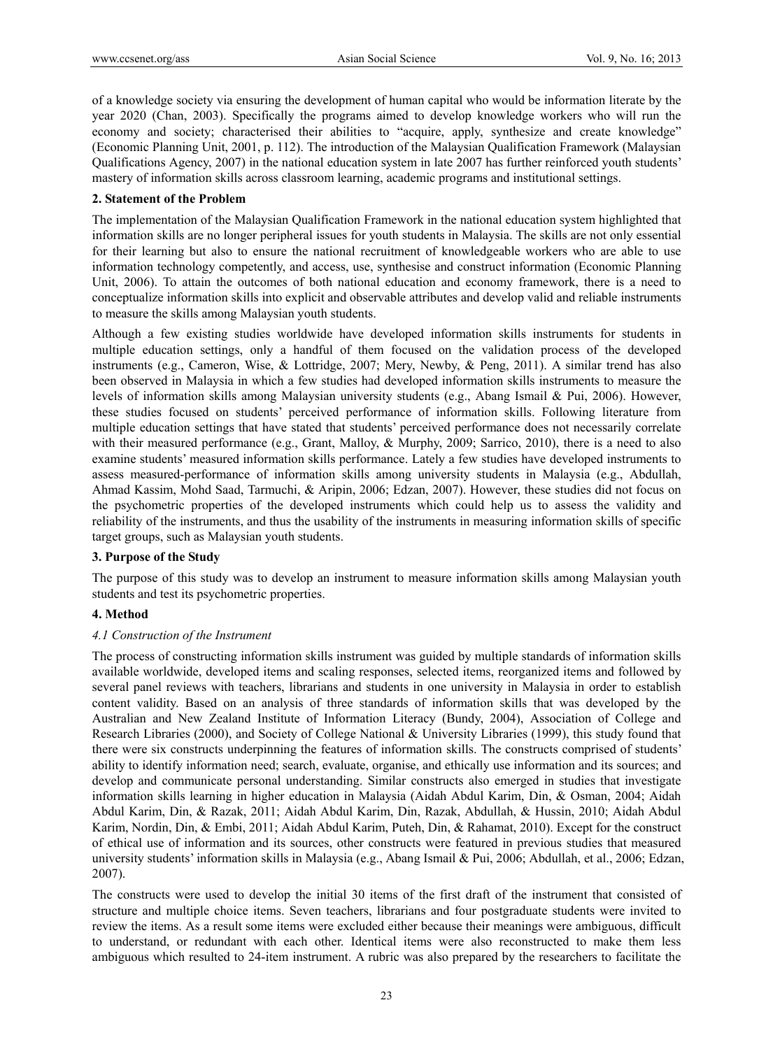of a knowledge society via ensuring the development of human capital who would be information literate by the year 2020 (Chan, 2003). Specifically the programs aimed to develop knowledge workers who will run the economy and society; characterised their abilities to "acquire, apply, synthesize and create knowledge" (Economic Planning Unit, 2001, p. 112). The introduction of the Malaysian Qualification Framework (Malaysian Qualifications Agency, 2007) in the national education system in late 2007 has further reinforced youth students' mastery of information skills across classroom learning, academic programs and institutional settings.

## 2. Statement of the Problem

The implementation of the Malaysian Qualification Framework in the national education system highlighted that information skills are no longer peripheral issues for youth students in Malaysia. The skills are not only essential for their learning but also to ensure the national recruitment of knowledgeable workers who are able to use information technology competently, and access, use, synthesise and construct information (Economic Planning Unit, 2006). To attain the outcomes of both national education and economy framework, there is a need to conceptualize information skills into explicit and observable attributes and develop valid and reliable instruments to measure the skills among Malaysian youth students.

Although a few existing studies worldwide have developed information skills instruments for students in multiple education settings, only a handful of them focused on the validation process of the developed instruments (e.g., Cameron, Wise, & Lottridge, 2007; Mery, Newby, & Peng, 2011). A similar trend has also been observed in Malaysia in which a few studies had developed information skills instruments to measure the levels of information skills among Malaysian university students (e.g., Abang Ismail & Pui, 2006). However, these studies focused on students' perceived performance of information skills. Following literature from multiple education settings that have stated that students' perceived performance does not necessarily correlate with their measured performance (e.g., Grant, Malloy, & Murphy, 2009; Sarrico, 2010), there is a need to also examine students' measured information skills performance. Lately a few studies have developed instruments to assess measured-performance of information skills among university students in Malaysia (e.g., Abdullah, Ahmad Kassim, Mohd Saad, Tarmuchi, & Aripin, 2006; Edzan, 2007). However, these studies did not focus on the psychometric properties of the developed instruments which could help us to assess the validity and reliability of the instruments, and thus the usability of the instruments in measuring information skills of specific target groups, such as Malaysian youth students.

## 3. Purpose of the Study

The purpose of this study was to develop an instrument to measure information skills among Malaysian youth students and test its psychometric properties.

## 4. Method

### *4.1 Construction of the Instrument*

The process of constructing information skills instrument was guided by multiple standards of information skills available worldwide, developed items and scaling responses, selected items, reorganized items and followed by several panel reviews with teachers, librarians and students in one university in Malaysia in order to establish content validity. Based on an analysis of three standards of information skills that was developed by the Australian and New Zealand Institute of Information Literacy (Bundy, 2004), Association of College and Research Libraries (2000), and Society of College National & University Libraries (1999), this study found that there were six constructs underpinning the features of information skills. The constructs comprised of students' ability to identify information need; search, evaluate, organise, and ethically use information and its sources; and develop and communicate personal understanding. Similar constructs also emerged in studies that investigate information skills learning in higher education in Malaysia (Aidah Abdul Karim, Din, & Osman, 2004; Aidah Abdul Karim, Din, & Razak, 2011; Aidah Abdul Karim, Din, Razak, Abdullah, & Hussin, 2010; Aidah Abdul Karim, Nordin, Din, & Embi, 2011; Aidah Abdul Karim, Puteh, Din, & Rahamat, 2010). Except for the construct of ethical use of information and its sources, other constructs were featured in previous studies that measured university students' information skills in Malaysia (e.g., Abang Ismail & Pui, 2006; Abdullah, et al., 2006; Edzan, 2007).

The constructs were used to develop the initial 30 items of the first draft of the instrument that consisted of structure and multiple choice items. Seven teachers, librarians and four postgraduate students were invited to review the items. As a result some items were excluded either because their meanings were ambiguous, difficult to understand, or redundant with each other. Identical items were also reconstructed to make them less ambiguous which resulted to 24-item instrument. A rubric was also prepared by the researchers to facilitate the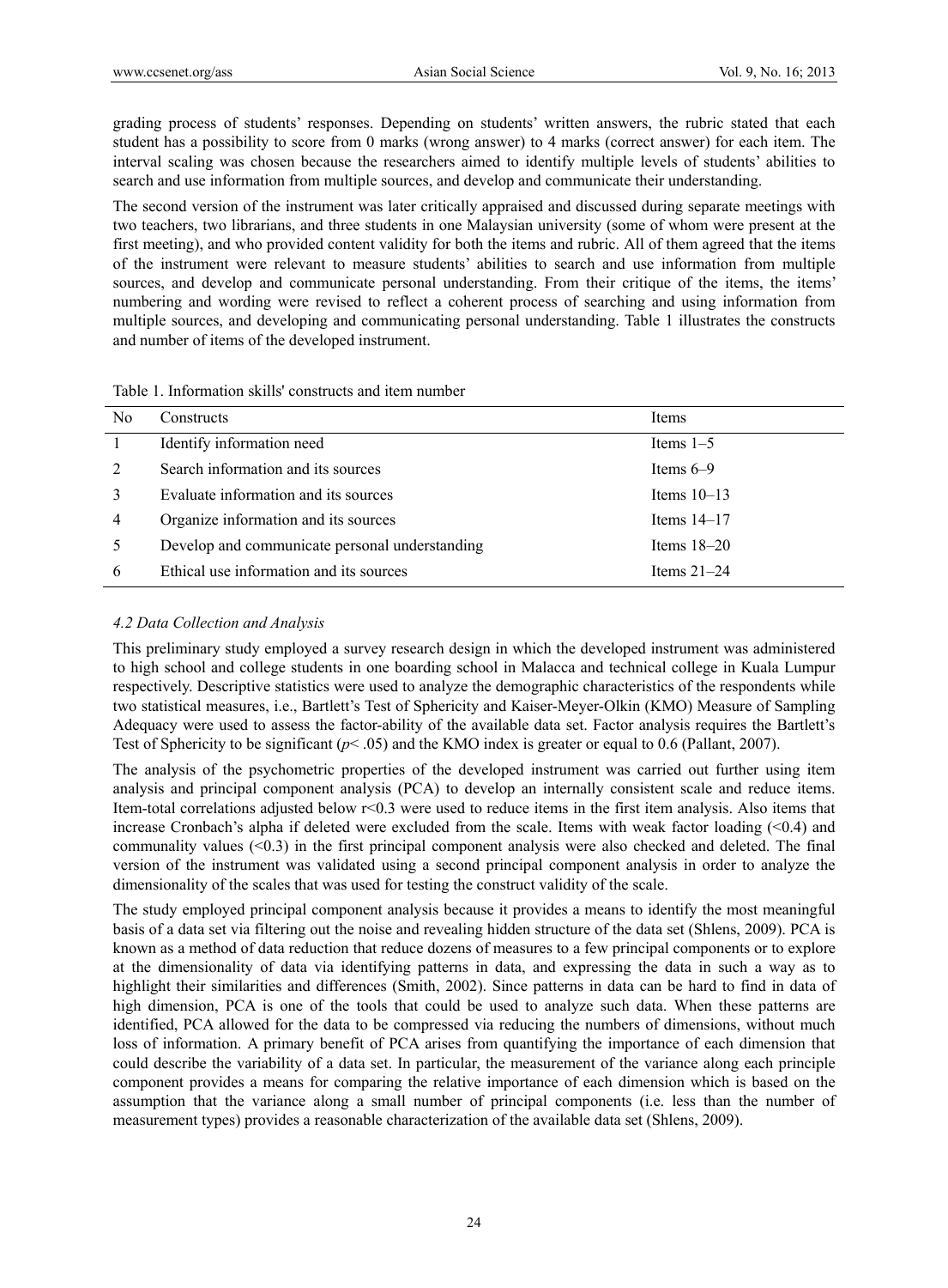grading process of students' responses. Depending on students' written answers, the rubric stated that each student has a possibility to score from 0 marks (wrong answer) to 4 marks (correct answer) for each item. The interval scaling was chosen because the researchers aimed to identify multiple levels of students' abilities to search and use information from multiple sources, and develop and communicate their understanding.

The second version of the instrument was later critically appraised and discussed during separate meetings with two teachers, two librarians, and three students in one Malaysian university (some of whom were present at the first meeting), and who provided content validity for both the items and rubric. All of them agreed that the items of the instrument were relevant to measure students' abilities to search and use information from multiple sources, and develop and communicate personal understanding. From their critique of the items, the items' numbering and wording were revised to reflect a coherent process of searching and using information from multiple sources, and developing and communicating personal understanding. Table 1 illustrates the constructs and number of items of the developed instrument.

Table 1. Information skills' constructs and item number

| No | Constructs | Items |
|---|---|---|
| 1 | Identify information need | Items 1–5 |
| 2 | Search information and its sources | Items 6–9 |
| 3 | Evaluate information and its sources | Items 10–13 |
| 4 | Organize information and its sources | Items 14–17 |
| 5 | Develop and communicate personal understanding | Items 18–20 |
| 6 | Ethical use information and its sources | Items 21–24 |

### *4.2 Data Collection and Analysis*

This preliminary study employed a survey research design in which the developed instrument was administered to high school and college students in one boarding school in Malacca and technical college in Kuala Lumpur respectively. Descriptive statistics were used to analyze the demographic characteristics of the respondents while two statistical measures, i.e., Bartlett's Test of Sphericity and Kaiser-Meyer-Olkin (KMO) Measure of Sampling Adequacy were used to assess the factor-ability of the available data set. Factor analysis requires the Bartlett's Test of Sphericity to be significant ($p < .05$) and the KMO index is greater or equal to 0.6 (Pallant, 2007).

The analysis of the psychometric properties of the developed instrument was carried out further using item analysis and principal component analysis (PCA) to develop an internally consistent scale and reduce items. Item-total correlations adjusted below $r<0.3$ were used to reduce items in the first item analysis. Also items that increase Cronbach's alpha if deleted were excluded from the scale. Items with weak factor loading ($<0.4$) and communality values ($<0.3$) in the first principal component analysis were also checked and deleted. The final version of the instrument was validated using a second principal component analysis in order to analyze the dimensionality of the scales that was used for testing the construct validity of the scale.

The study employed principal component analysis because it provides a means to identify the most meaningful basis of a data set via filtering out the noise and revealing hidden structure of the data set (Shlens, 2009). PCA is known as a method of data reduction that reduce dozens of measures to a few principal components or to explore at the dimensionality of data via identifying patterns in data, and expressing the data in such a way as to highlight their similarities and differences (Smith, 2002). Since patterns in data can be hard to find in data of high dimension, PCA is one of the tools that could be used to analyze such data. When these patterns are identified, PCA allowed for the data to be compressed via reducing the numbers of dimensions, without much loss of information. A primary benefit of PCA arises from quantifying the importance of each dimension that could describe the variability of a data set. In particular, the measurement of the variance along each principle component provides a means for comparing the relative importance of each dimension which is based on the assumption that the variance along a small number of principal components (i.e. less than the number of measurement types) provides a reasonable characterization of the available data set (Shlens, 2009).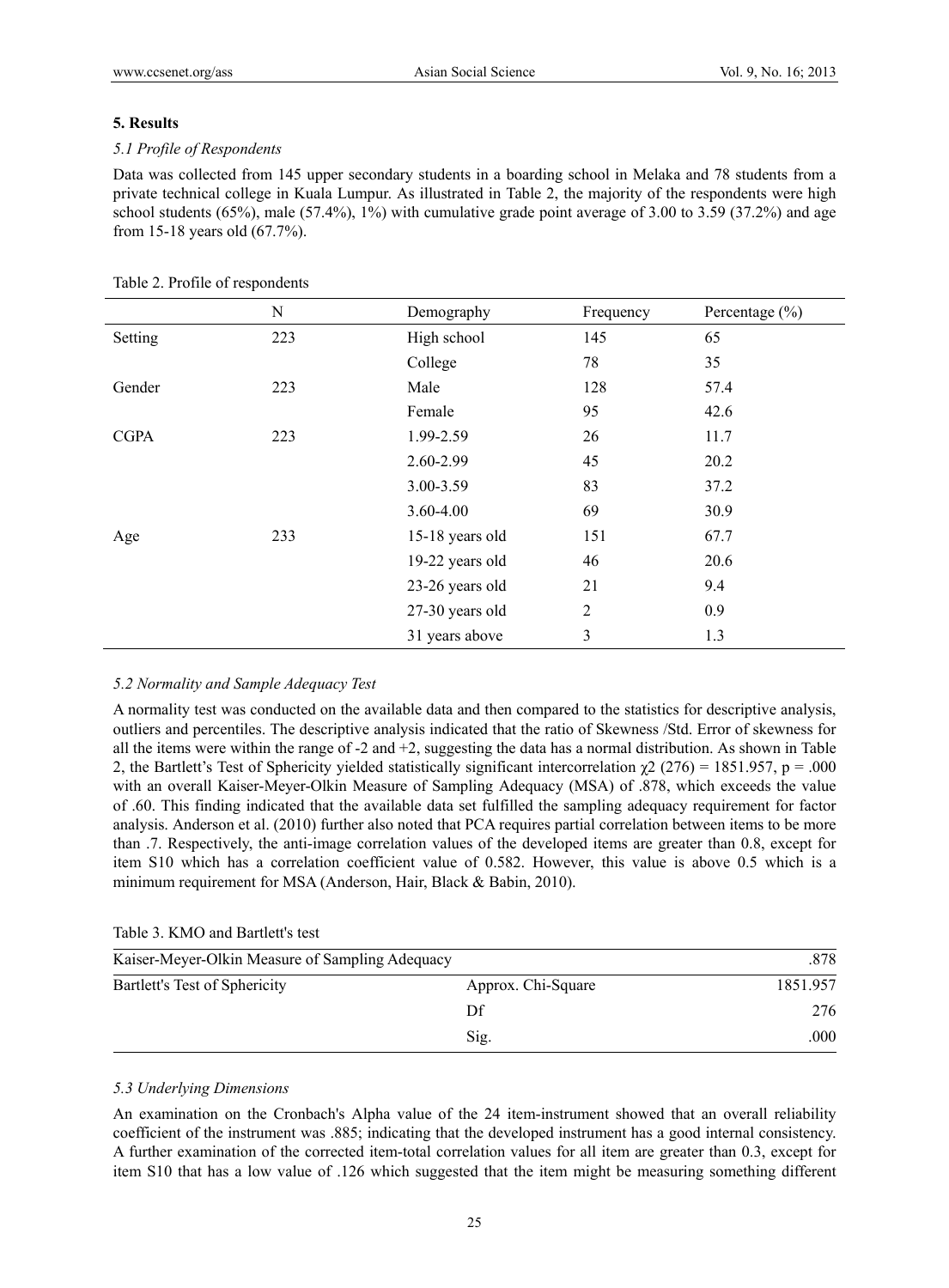## 5. Results

### *5.1 Profile of Respondents*

Data was collected from 145 upper secondary students in a boarding school in Melaka and 78 students from a private technical college in Kuala Lumpur. As illustrated in Table 2, the majority of the respondents were high school students (65%), male (57.4%), 1%) with cumulative grade point average of 3.00 to 3.59 (37.2%) and age from 15-18 years old (67.7%).

Table 2. Profile of respondents

| | N | Demography | Frequency | Percentage (%) |
|---|---|---|---|---|
| Setting | 223 | High school | 145 | 65 |
| | | College | 78 | 35 |
| Gender | 223 | Male | 128 | 57.4 |
| | | Female | 95 | 42.6 |
| CGPA | 223 | 1.99-2.59 | 26 | 11.7 |
| | | 2.60-2.99 | 45 | 20.2 |
| | | 3.00-3.59 | 83 | 37.2 |
| | | 3.60-4.00 | 69 | 30.9 |
| Age | 233 | 15-18 years old | 151 | 67.7 |
| | | 19-22 years old | 46 | 20.6 |
| | | 23-26 years old | 21 | 9.4 |
| | | 27-30 years old | 2 | 0.9 |
| | | 31 years above | 3 | 1.3 |

### *5.2 Normality and Sample Adequacy Test*

A normality test was conducted on the available data and then compared to the statistics for descriptive analysis, outliers and percentiles. The descriptive analysis indicated that the ratio of Skewness /Std. Error of skewness for all the items were within the range of -2 and +2, suggesting the data has a normal distribution. As shown in Table 2, the Bartlett's Test of Sphericity yielded statistically significant intercorrelation $\chi^2$ (276) = 1851.957, p = .000 with an overall Kaiser-Meyer-Olkin Measure of Sampling Adequacy (MSA) of .878, which exceeds the value of .60. This finding indicated that the available data set fulfilled the sampling adequacy requirement for factor analysis. Anderson et al. (2010) further also noted that PCA requires partial correlation between items to be more than .7. Respectively, the anti-image correlation values of the developed items are greater than 0.8, except for item S10 which has a correlation coefficient value of 0.582. However, this value is above 0.5 which is a minimum requirement for MSA (Anderson, Hair, Black & Babin, 2010).

Table 3. KMO and Bartlett's test

| Kaiser-Meyer-Olkin Measure of Sampling Adequacy | | .878 |
|---|---|---|
| Bartlett's Test of Sphericity | Approx. Chi-Square | 1851.957 |
| | Df | 276 |
| | Sig. | .000 |

### *5.3 Underlying Dimensions*

An examination on the Cronbach's Alpha value of the 24 item-instrument showed that an overall reliability coefficient of the instrument was .885; indicating that the developed instrument has a good internal consistency. A further examination of the corrected item-total correlation values for all item are greater than 0.3, except for item S10 that has a low value of .126 which suggested that the item might be measuring something different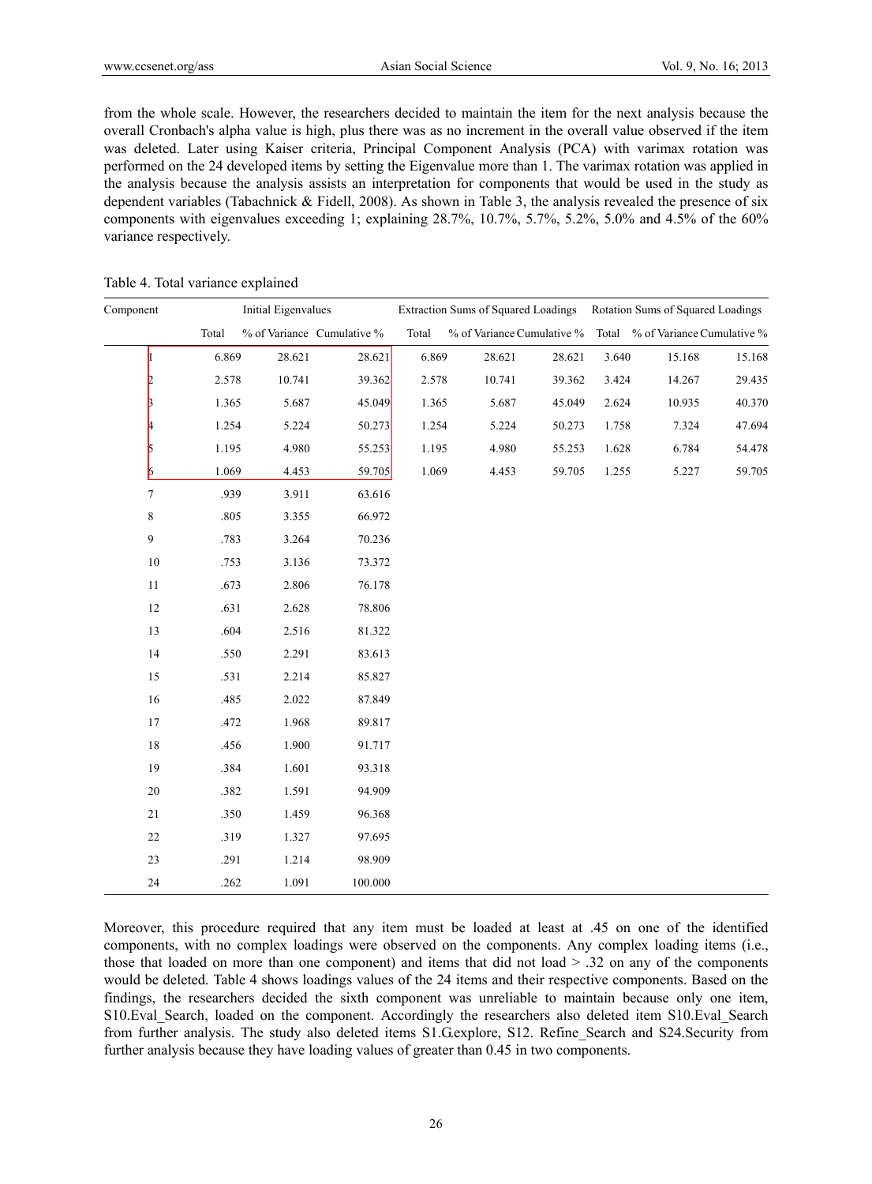from the whole scale. However, the researchers decided to maintain the item for the next analysis because the overall Cronbach's alpha value is high, plus there was as no increment in the overall value observed if the item was deleted. Later using Kaiser criteria, Principal Component Analysis (PCA) with varimax rotation was performed on the 24 developed items by setting the Eigenvalue more than 1. The varimax rotation was applied in the analysis because the analysis assists an interpretation for components that would be used in the study as dependent variables (Tabachnick & Fidell, 2008). As shown in Table 3, the analysis revealed the presence of six components with eigenvalues exceeding 1; explaining 28.7%, 10.7%, 5.7%, 5.2%, 5.0% and 4.5% of the 60% variance respectively.

Table 4. Total variance explained

| Component | Initial Eigenvalues | | | Extraction Sums of Squared Loadings | | | Rotation Sums of Squared Loadings | | |
|---|---|---|---|---|---|---|---|---|---|
| | Total | % of Variance | Cumulative % | Total | % of Variance | Cumulative % | Total | % of Variance | Cumulative % |
| 1 | 6.869 | 28.621 | 28.621 | 6.869 | 28.621 | 28.621 | 3.640 | 15.168 | 15.168 |
| 2 | 2.578 | 10.741 | 39.362 | 2.578 | 10.741 | 39.362 | 3.424 | 14.267 | 29.435 |
| 3 | 1.365 | 5.687 | 45.049 | 1.365 | 5.687 | 45.049 | 2.624 | 10.935 | 40.370 |
| 4 | 1.254 | 5.224 | 50.273 | 1.254 | 5.224 | 50.273 | 1.758 | 7.324 | 47.694 |
| 5 | 1.195 | 4.980 | 55.253 | 1.195 | 4.980 | 55.253 | 1.628 | 6.784 | 54.478 |
| 6 | 1.069 | 4.453 | 59.705 | 1.069 | 4.453 | 59.705 | 1.255 | 5.227 | 59.705 |
| 7 | .939 | 3.911 | 63.616 | | | | | | |
| 8 | .805 | 3.355 | 66.972 | | | | | | |
| 9 | .783 | 3.264 | 70.236 | | | | | | |
| 10 | .753 | 3.136 | 73.372 | | | | | | |
| 11 | .673 | 2.806 | 76.178 | | | | | | |
| 12 | .631 | 2.628 | 78.806 | | | | | | |
| 13 | .604 | 2.516 | 81.322 | | | | | | |
| 14 | .550 | 2.291 | 83.613 | | | | | | |
| 15 | .531 | 2.214 | 85.827 | | | | | | |
| 16 | .485 | 2.022 | 87.849 | | | | | | |
| 17 | .472 | 1.968 | 89.817 | | | | | | |
| 18 | .456 | 1.900 | 91.717 | | | | | | |
| 19 | .384 | 1.601 | 93.318 | | | | | | |
| 20 | .382 | 1.591 | 94.909 | | | | | | |
| 21 | .350 | 1.459 | 96.368 | | | | | | |
| 22 | .319 | 1.327 | 97.695 | | | | | | |
| 23 | .291 | 1.214 | 98.909 | | | | | | |
| 24 | .262 | 1.091 | 100.000 | | | | | | |

Moreover, this procedure required that any item must be loaded at least at .45 on one of the identified components, with no complex loadings were observed on the components. Any complex loading items (i.e., those that loaded on more than one component) and items that did not load > .32 on any of the components would be deleted. Table 4 shows loadings values of the 24 items and their respective components. Based on the findings, the researchers decided the sixth component was unreliable to maintain because only one item, S10.Eval_Search, loaded on the component. Accordingly the researchers also deleted item S10.Eval_Search from further analysis. The study also deleted items S1.G.explore, S12. Refine_Search and S24.Security from further analysis because they have loading values of greater than 0.45 in two components.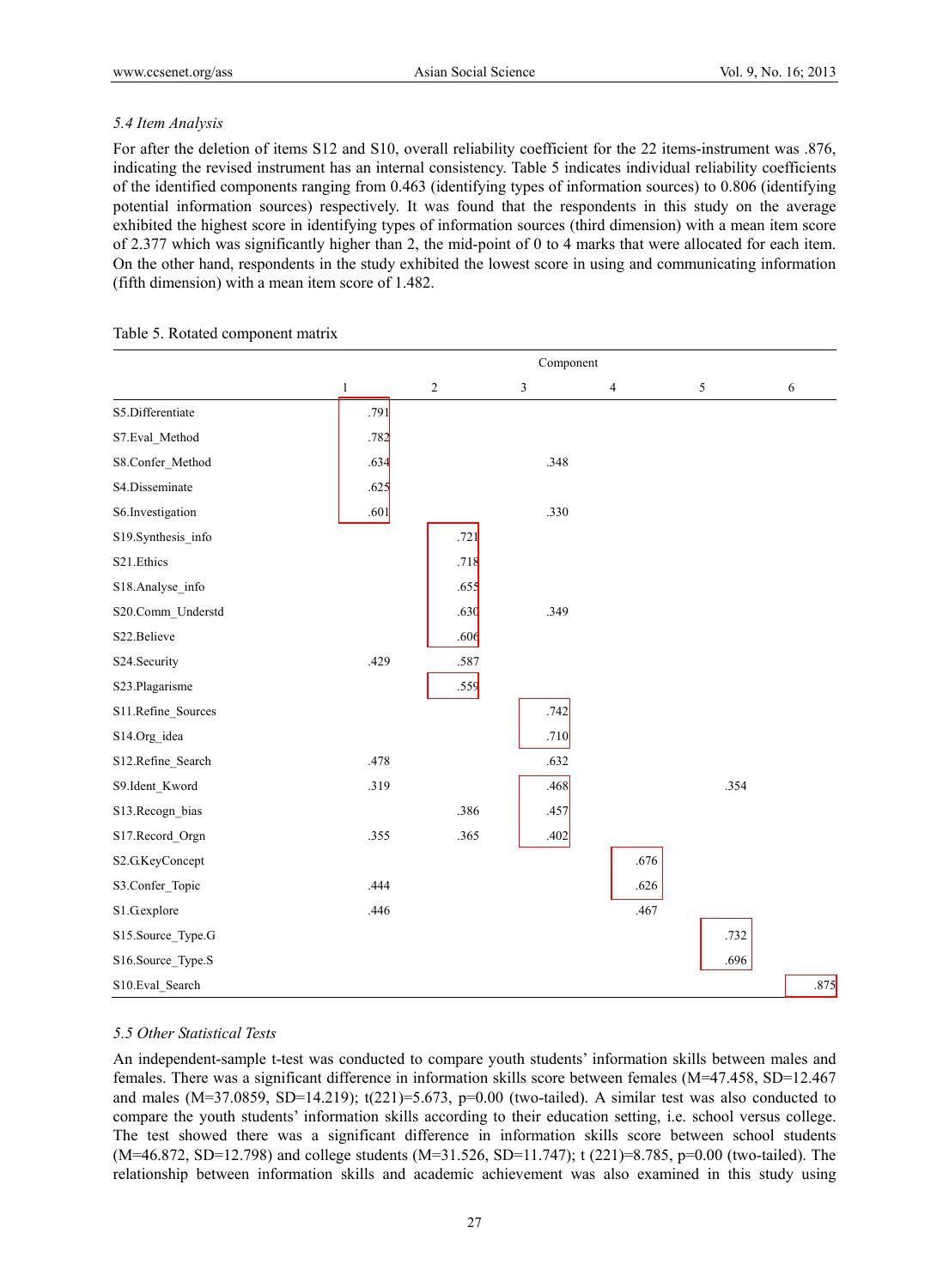### 5.4 Item Analysis

For after the deletion of items S12 and S10, overall reliability coefficient for the 22 items-instrument was .876, indicating the revised instrument has an internal consistency. Table 5 indicates individual reliability coefficients of the identified components ranging from 0.463 (identifying types of information sources) to 0.806 (identifying potential information sources) respectively. It was found that the respondents in this study on the average exhibited the highest score in identifying types of information sources (third dimension) with a mean item score of 2.377 which was significantly higher than 2, the mid-point of 0 to 4 marks that were allocated for each item. On the other hand, respondents in the study exhibited the lowest score in using and communicating information (fifth dimension) with a mean item score of 1.482.

Table 5. Rotated component matrix

| | Component | | | | | |
|---|---|---|---|---|---|---|
| | 1 | 2 | 3 | 4 | 5 | 6 |
| S5.Differentiate | .791 | | | | | |
| S7.Eval_Method | .782 | | | | | |
| S8.Confer_Method | .634 | | .348 | | | |
| S4.Disseminate | .625 | | | | | |
| S6.Investigation | .601 | | .330 | | | |
| S19.Synthesis_info | | .721 | | | | |
| S21.Ethics | | .718 | | | | |
| S18.Analyse_info | | .655 | | | | |
| S20.Comm_Understd | | .630 | .349 | | | |
| S22.Believe | | .606 | | | | |
| S24.Security | .429 | .587 | | | | |
| S23.Plagarisme | | .559 | | | | |
| S11.Refine_Sources | | | .742 | | | |
| S14.Org_idea | | | .710 | | | |
| S12.Refine_Search | .478 | | .632 | | | |
| S9.Ident_Kword | .319 | | .468 | | .354 | |
| S13.Recogn_bias | | .386 | .457 | | | |
| S17.Record_Orgn | .355 | .365 | .402 | | | |
| S2.G.KeyConcept | | | | .676 | | |
| S3.Confer_Topic | .444 | | | .626 | | |
| S1.G.explore | .446 | | | .467 | | |
| S15.Source_Type.G | | | | | .732 | |
| S16.Source_Type.S | | | | | .696 | |
| S10.Eval_Search | | | | | | .875 |

### 5.5 Other Statistical Tests

An independent-sample t-test was conducted to compare youth students' information skills between males and females. There was a significant difference in information skills score between females (M=47.458, SD=12.467 and males (M=37.0859, SD=14.219); $t(221)=5.673$, $p=0.00$ (two-tailed). A similar test was also conducted to compare the youth students' information skills according to their education setting, i.e. school versus college. The test showed there was a significant difference in information skills score between school students (M=46.872, SD=12.798) and college students (M=31.526, SD=11.747); $t(221)=8.785$, $p=0.00$ (two-tailed). The relationship between information skills and academic achievement was also examined in this study using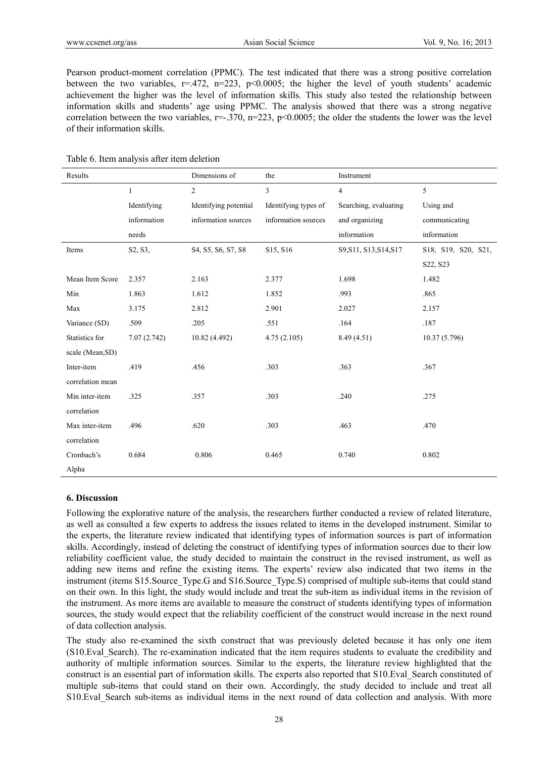Pearson product-moment correlation (PPMC). The test indicated that there was a strong positive correlation between the two variables, r=.472, n=223, p<0.0005; the higher the level of youth students' academic achievement the higher was the level of information skills. This study also tested the relationship between information skills and students' age using PPMC. The analysis showed that there was a strong negative correlation between the two variables, r=-.370, n=223, p<0.0005; the older the students the lower was the level of their information skills.

Table 6. Item analysis after item deletion

| Results | Dimensions of the Instrument | | | | |
|---|---|---|---|---|---|
| | 1 | 2 | 3 | 4 | 5 |
| | Identifying information needs | Identifying potential information sources | Identifying types of information sources | Searching, evaluating and organizing information | Using and communicating information |
| Items | S2, S3, | S4, S5, S6, S7, S8 | S15, S16 | S9,S11, S13,S14,S17 | S18, S19, S20, S21, S22, S23 |
| Mean Item Score | 2.357 | 2.163 | 2.377 | 1.698 | 1.482 |
| Min | 1.863 | 1.612 | 1.852 | .993 | .865 |
| Max | 3.175 | 2.812 | 2.901 | 2.027 | 2.157 |
| Variance (SD) | .509 | .205 | .551 | .164 | .187 |
| Statistics for scale (Mean,SD) | 7.07 (2.742) | 10.82 (4.492) | 4.75 (2.105) | 8.49 (4.51) | 10.37 (5.796) |
| Inter-item correlation mean | .419 | .456 | .303 | .363 | .367 |
| Min inter-item correlation | .325 | .357 | .303 | .240 | .275 |
| Max inter-item correlation | .496 | .620 | .303 | .463 | .470 |
| Cronbach's Alpha | 0.684 | 0.806 | 0.465 | 0.740 | 0.802 |

### 6. Discussion

Following the explorative nature of the analysis, the researchers further conducted a review of related literature, as well as consulted a few experts to address the issues related to items in the developed instrument. Similar to the experts, the literature review indicated that identifying types of information sources is part of information skills. Accordingly, instead of deleting the construct of identifying types of information sources due to their low reliability coefficient value, the study decided to maintain the construct in the revised instrument, as well as adding new items and refine the existing items. The experts' review also indicated that two items in the instrument (items S15.Source_Type.G and S16.Source_Type.S) comprised of multiple sub-items that could stand on their own. In this light, the study would include and treat the sub-item as individual items in the revision of the instrument. As more items are available to measure the construct of students identifying types of information sources, the study would expect that the reliability coefficient of the construct would increase in the next round of data collection analysis.

The study also re-examined the sixth construct that was previously deleted because it has only one item (S10.Eval_Search). The re-examination indicated that the item requires students to evaluate the credibility and authority of multiple information sources. Similar to the experts, the literature review highlighted that the construct is an essential part of information skills. The experts also reported that S10.Eval_Search constituted of multiple sub-items that could stand on their own. Accordingly, the study decided to include and treat all S10.Eval_Search sub-items as individual items in the next round of data collection and analysis. With more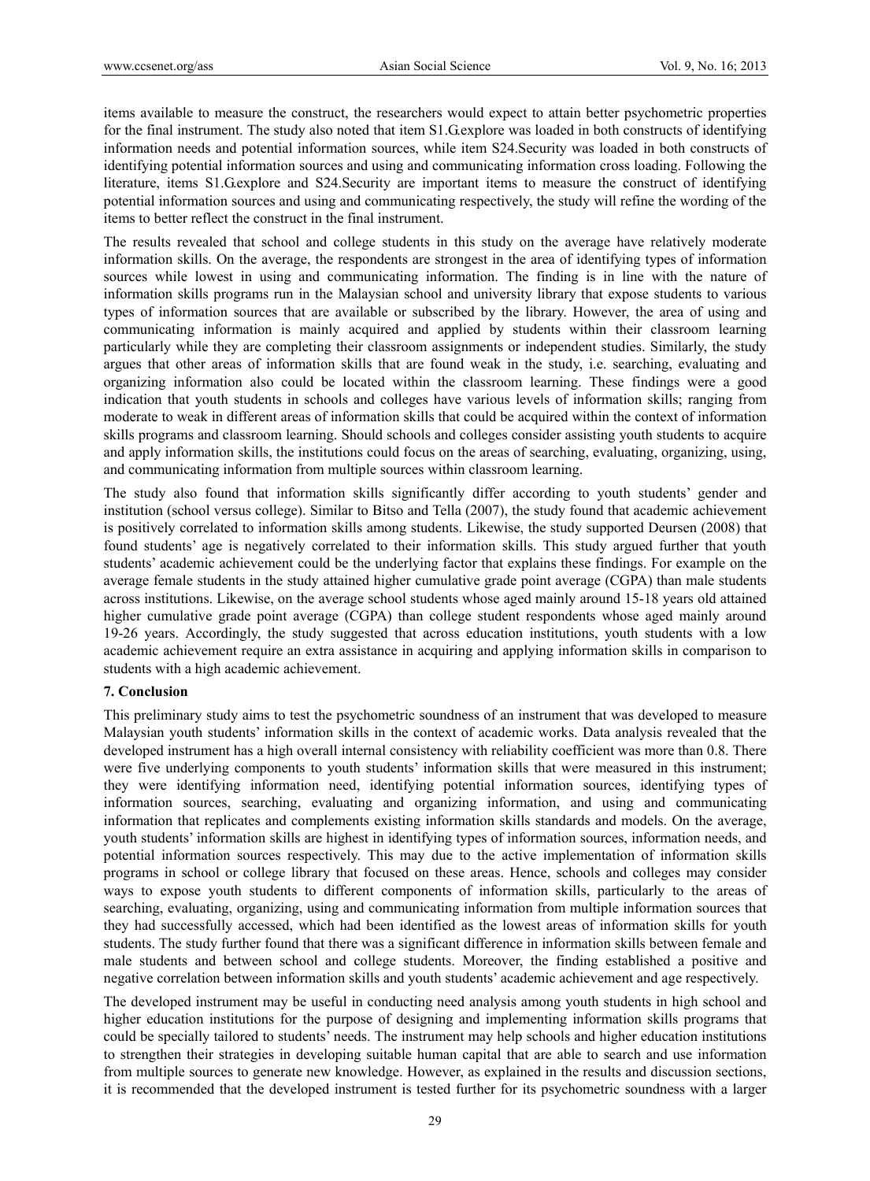items available to measure the construct, the researchers would expect to attain better psychometric properties for the final instrument. The study also noted that item S1.G.explore was loaded in both constructs of identifying information needs and potential information sources, while item S24.Security was loaded in both constructs of identifying potential information sources and using and communicating information cross loading. Following the literature, items S1.G.explore and S24.Security are important items to measure the construct of identifying potential information sources and using and communicating respectively, the study will refine the wording of the items to better reflect the construct in the final instrument.

The results revealed that school and college students in this study on the average have relatively moderate information skills. On the average, the respondents are strongest in the area of identifying types of information sources while lowest in using and communicating information. The finding is in line with the nature of information skills programs run in the Malaysian school and university library that expose students to various types of information sources that are available or subscribed by the library. However, the area of using and communicating information is mainly acquired and applied by students within their classroom learning particularly while they are completing their classroom assignments or independent studies. Similarly, the study argues that other areas of information skills that are found weak in the study, i.e. searching, evaluating and organizing information also could be located within the classroom learning. These findings were a good indication that youth students in schools and colleges have various levels of information skills; ranging from moderate to weak in different areas of information skills that could be acquired within the context of information skills programs and classroom learning. Should schools and colleges consider assisting youth students to acquire and apply information skills, the institutions could focus on the areas of searching, evaluating, organizing, using, and communicating information from multiple sources within classroom learning.

The study also found that information skills significantly differ according to youth students' gender and institution (school versus college). Similar to Bitso and Tella (2007), the study found that academic achievement is positively correlated to information skills among students. Likewise, the study supported Deursen (2008) that found students' age is negatively correlated to their information skills. This study argued further that youth students' academic achievement could be the underlying factor that explains these findings. For example on the average female students in the study attained higher cumulative grade point average (CGPA) than male students across institutions. Likewise, on the average school students whose aged mainly around 15-18 years old attained higher cumulative grade point average (CGPA) than college student respondents whose aged mainly around 19-26 years. Accordingly, the study suggested that across education institutions, youth students with a low academic achievement require an extra assistance in acquiring and applying information skills in comparison to students with a high academic achievement.

## 7. Conclusion

This preliminary study aims to test the psychometric soundness of an instrument that was developed to measure Malaysian youth students' information skills in the context of academic works. Data analysis revealed that the developed instrument has a high overall internal consistency with reliability coefficient was more than 0.8. There were five underlying components to youth students' information skills that were measured in this instrument; they were identifying information need, identifying potential information sources, identifying types of information sources, searching, evaluating and organizing information, and using and communicating information that replicates and complements existing information skills standards and models. On the average, youth students' information skills are highest in identifying types of information sources, information needs, and potential information sources respectively. This may due to the active implementation of information skills programs in school or college library that focused on these areas. Hence, schools and colleges may consider ways to expose youth students to different components of information skills, particularly to the areas of searching, evaluating, organizing, using and communicating information from multiple information sources that they had successfully accessed, which had been identified as the lowest areas of information skills for youth students. The study further found that there was a significant difference in information skills between female and male students and between school and college students. Moreover, the finding established a positive and negative correlation between information skills and youth students' academic achievement and age respectively.

The developed instrument may be useful in conducting need analysis among youth students in high school and higher education institutions for the purpose of designing and implementing information skills programs that could be specially tailored to students' needs. The instrument may help schools and higher education institutions to strengthen their strategies in developing suitable human capital that are able to search and use information from multiple sources to generate new knowledge. However, as explained in the results and discussion sections, it is recommended that the developed instrument is tested further for its psychometric soundness with a larger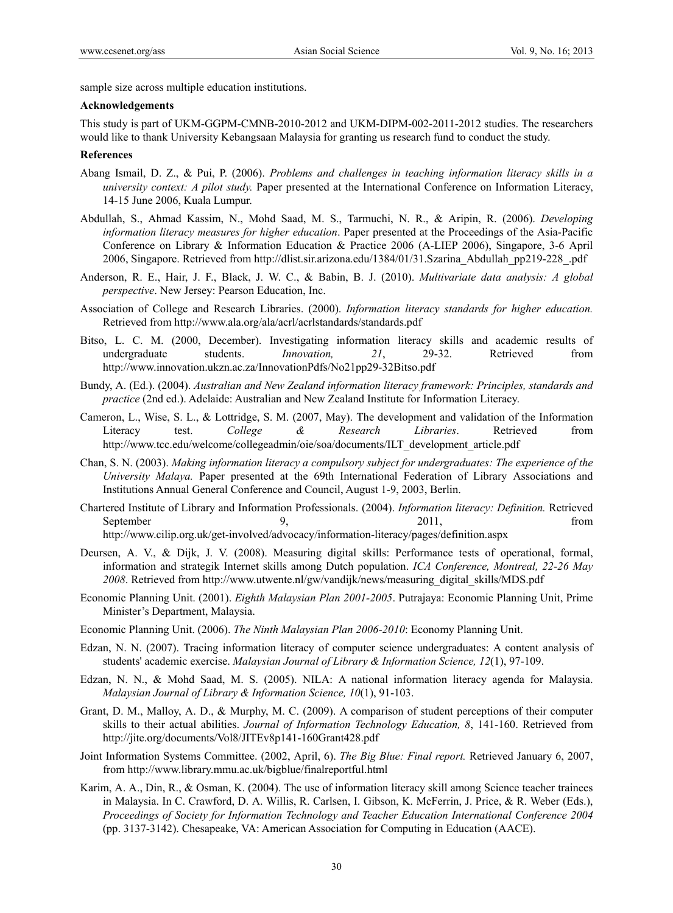sample size across multiple education institutions.

**Acknowledgements**

This study is part of UKM-GGPM-CMNB-2010-2012 and UKM-DIPM-002-2011-2012 studies. The researchers would like to thank University Kebangsaan Malaysia for granting us research fund to conduct the study.

**References**

Abang Ismail, D. Z., & Pui, P. (2006). *Problems and challenges in teaching information literacy skills in a university context: A pilot study.* Paper presented at the International Conference on Information Literacy, 14-15 June 2006, Kuala Lumpur.

Abdullah, S., Ahmad Kassim, N., Mohd Saad, M. S., Tarmuchi, N. R., & Aripin, R. (2006). *Developing information literacy measures for higher education*. Paper presented at the Proceedings of the Asia-Pacific Conference on Library & Information Education & Practice 2006 (A-LIEP 2006), Singapore, 3-6 April 2006, Singapore. Retrieved from http://dlist.sir.arizona.edu/1384/01/31.Szarina_Abdullah_pp219-228_.pdf

Anderson, R. E., Hair, J. F., Black, J. W. C., & Babin, B. J. (2010). *Multivariate data analysis: A global perspective*. New Jersey: Pearson Education, Inc.

Association of College and Research Libraries. (2000). *Information literacy standards for higher education.* Retrieved from http://www.ala.org/ala/acrl/acrlstandards/standards.pdf

Bitso, L. C. M. (2000, December). Investigating information literacy skills and academic results of undergraduate students. *Innovation, 21*, 29-32. Retrieved from http://www.innovation.ukzn.ac.za/InnovationPdfs/No21pp29-32Bitso.pdf

Bundy, A. (Ed.). (2004). *Australian and New Zealand information literacy framework: Principles, standards and practice* (2nd ed.). Adelaide: Australian and New Zealand Institute for Information Literacy.

Cameron, L., Wise, S. L., & Lottridge, S. M. (2007, May). The development and validation of the Information Literacy test. *College & Research Libraries*. Retrieved from http://www.tcc.edu/welcome/collegeadmin/oie/soa/documents/ILT_development_article.pdf

Chan, S. N. (2003). *Making information literacy a compulsory subject for undergraduates: The experience of the University Malaya.* Paper presented at the 69th International Federation of Library Associations and Institutions Annual General Conference and Council, August 1-9, 2003, Berlin.

Chartered Institute of Library and Information Professionals. (2004). *Information literacy: Definition.* Retrieved September 9, 2011, from http://www.cilip.org.uk/get-involved/advocacy/information-literacy/pages/definition.aspx

Deursen, A. V., & Dijk, J. V. (2008). Measuring digital skills: Performance tests of operational, formal, information and strategik Internet skills among Dutch population. *ICA Conference, Montreal, 22-26 May 2008*. Retrieved from http://www.utwente.nl/gw/vandijk/news/measuring_digital_skills/MDS.pdf

Economic Planning Unit. (2001). *Eighth Malaysian Plan 2001-2005*. Putrajaya: Economic Planning Unit, Prime Minister's Department, Malaysia.

Economic Planning Unit. (2006). *The Ninth Malaysian Plan 2006-2010*: Economy Planning Unit.

Edzan, N. N. (2007). Tracing information literacy of computer science undergraduates: A content analysis of students' academic exercise. *Malaysian Journal of Library & Information Science, 12*(1), 97-109.

Edzan, N. N., & Mohd Saad, M. S. (2005). NILA: A national information literacy agenda for Malaysia. *Malaysian Journal of Library & Information Science, 10*(1), 91-103.

Grant, D. M., Malloy, A. D., & Murphy, M. C. (2009). A comparison of student perceptions of their computer skills to their actual abilities. *Journal of Information Technology Education, 8*, 141-160. Retrieved from http://jite.org/documents/Vol8/JITEv8p141-160Grant428.pdf

Joint Information Systems Committee. (2002, April, 6). *The Big Blue: Final report.* Retrieved January 6, 2007, from http://www.library.mmu.ac.uk/bigblue/finalreportful.html

Karim, A. A., Din, R., & Osman, K. (2004). The use of information literacy skill among Science teacher trainees in Malaysia. In C. Crawford, D. A. Willis, R. Carlsen, I. Gibson, K. McFerrin, J. Price, & R. Weber (Eds.), *Proceedings of Society for Information Technology and Teacher Education International Conference 2004* (pp. 3137-3142). Chesapeake, VA: American Association for Computing in Education (AACE).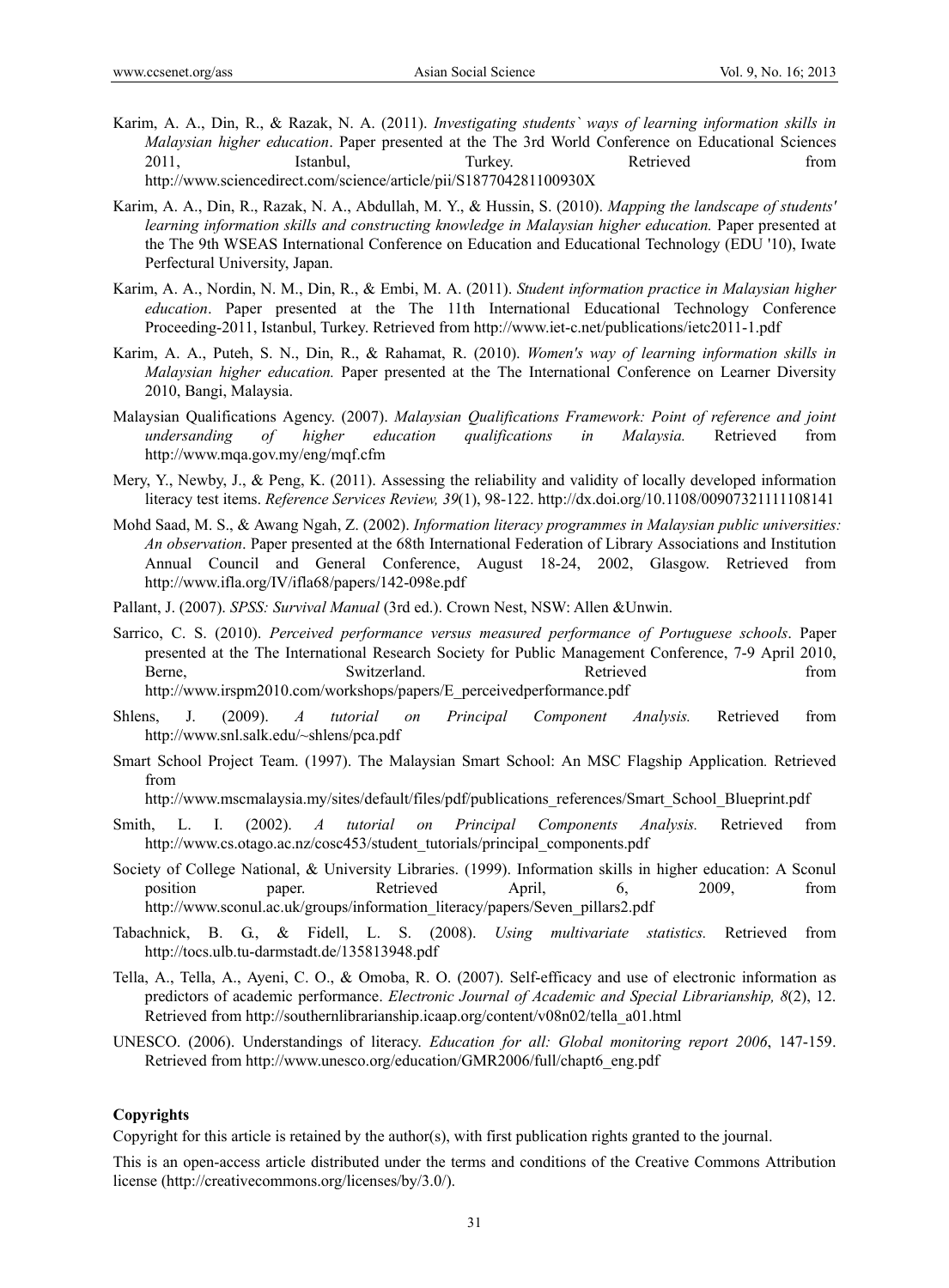Karim, A. A., Din, R., & Razak, N. A. (2011). *Investigating students` ways of learning information skills in Malaysian higher education*. Paper presented at the The 3rd World Conference on Educational Sciences 2011, Istanbul, Turkey. Retrieved from http://www.sciencedirect.com/science/article/pii/S187704281100930X

Karim, A. A., Din, R., Razak, N. A., Abdullah, M. Y., & Hussin, S. (2010). *Mapping the landscape of students' learning information skills and constructing knowledge in Malaysian higher education.* Paper presented at the The 9th WSEAS International Conference on Education and Educational Technology (EDU '10), Iwate Perfectural University, Japan.

Karim, A. A., Nordin, N. M., Din, R., & Embi, M. A. (2011). *Student information practice in Malaysian higher education*. Paper presented at the The 11th International Educational Technology Conference Proceeding-2011, Istanbul, Turkey. Retrieved from http://www.iet-c.net/publications/ietc2011-1.pdf

Karim, A. A., Puteh, S. N., Din, R., & Rahamat, R. (2010). *Women's way of learning information skills in Malaysian higher education.* Paper presented at the The International Conference on Learner Diversity 2010, Bangi, Malaysia.

Malaysian Qualifications Agency. (2007). *Malaysian Qualifications Framework: Point of reference and joint undersanding of higher education qualifications in Malaysia.* Retrieved from http://www.mqa.gov.my/eng/mqf.cfm

Mery, Y., Newby, J., & Peng, K. (2011). Assessing the reliability and validity of locally developed information literacy test items. *Reference Services Review, 39*(1), 98-122. http://dx.doi.org/10.1108/00907321111108141

Mohd Saad, M. S., & Awang Ngah, Z. (2002). *Information literacy programmes in Malaysian public universities: An observation*. Paper presented at the 68th International Federation of Library Associations and Institution Annual Council and General Conference, August 18-24, 2002, Glasgow. Retrieved from http://www.ifla.org/IV/ifla68/papers/142-098e.pdf

Pallant, J. (2007). *SPSS: Survival Manual* (3rd ed.). Crown Nest, NSW: Allen &Unwin.

Sarrico, C. S. (2010). *Perceived performance versus measured performance of Portuguese schools*. Paper presented at the The International Research Society for Public Management Conference, 7-9 April 2010, Berne, Switzerland. Retrieved from http://www.irspm2010.com/workshops/papers/E_perceivedperformance.pdf

Shlens, J. (2009). *A tutorial on Principal Component Analysis.* Retrieved from http://www.snl.salk.edu/~shlens/pca.pdf

Smart School Project Team. (1997). The Malaysian Smart School: An MSC Flagship Application*.* Retrieved from http://www.mscmalaysia.my/sites/default/files/pdf/publications_references/Smart_School_Blueprint.pdf

Smith, L. I. (2002). *A tutorial on Principal Components Analysis.* Retrieved from http://www.cs.otago.ac.nz/cosc453/student_tutorials/principal_components.pdf

Society of College National, & University Libraries. (1999). Information skills in higher education: A Sconul position paper. Retrieved April, 6, 2009, from http://www.sconul.ac.uk/groups/information_literacy/papers/Seven_pillars2.pdf

Tabachnick, B. G., & Fidell, L. S. (2008). *Using multivariate statistics.* Retrieved from http://tocs.ulb.tu-darmstadt.de/135813948.pdf

Tella, A., Tella, A., Ayeni, C. O., & Omoba, R. O. (2007). Self-efficacy and use of electronic information as predictors of academic performance. *Electronic Journal of Academic and Special Librarianship, 8*(2), 12. Retrieved from http://southernlibrarianship.icaap.org/content/v08n02/tella_a01.html

UNESCO. (2006). Understandings of literacy. *Education for all: Global monitoring report 2006*, 147-159. Retrieved from http://www.unesco.org/education/GMR2006/full/chapt6_eng.pdf

**Copyrights**

Copyright for this article is retained by the author(s), with first publication rights granted to the journal.

This is an open-access article distributed under the terms and conditions of the Creative Commons Attribution license (http://creativecommons.org/licenses/by/3.0/).